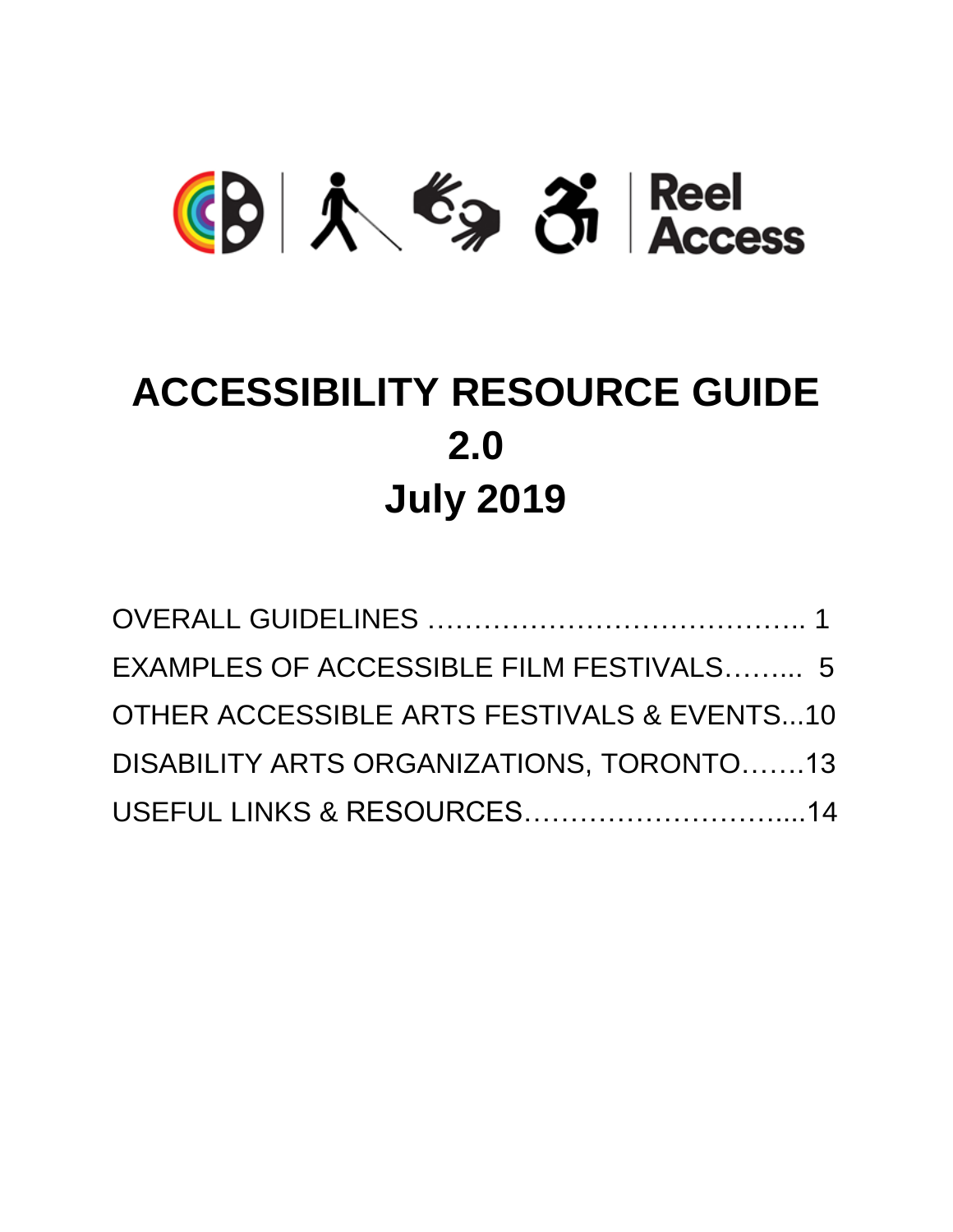Reel Access

# ACCESSIBILITY RESOURCE GUIDE 2.0 July 2019

OVERALL GUIDELINES ………………………………….. 1
EXAMPLES OF ACCESSIBLE FILM FESTIVALS……... 5
OTHER ACCESSIBLE ARTS FESTIVALS & EVENTS...10
DISABILITY ARTS ORGANIZATIONS, TORONTO…….13
USEFUL LINKS & RESOURCES………………………....14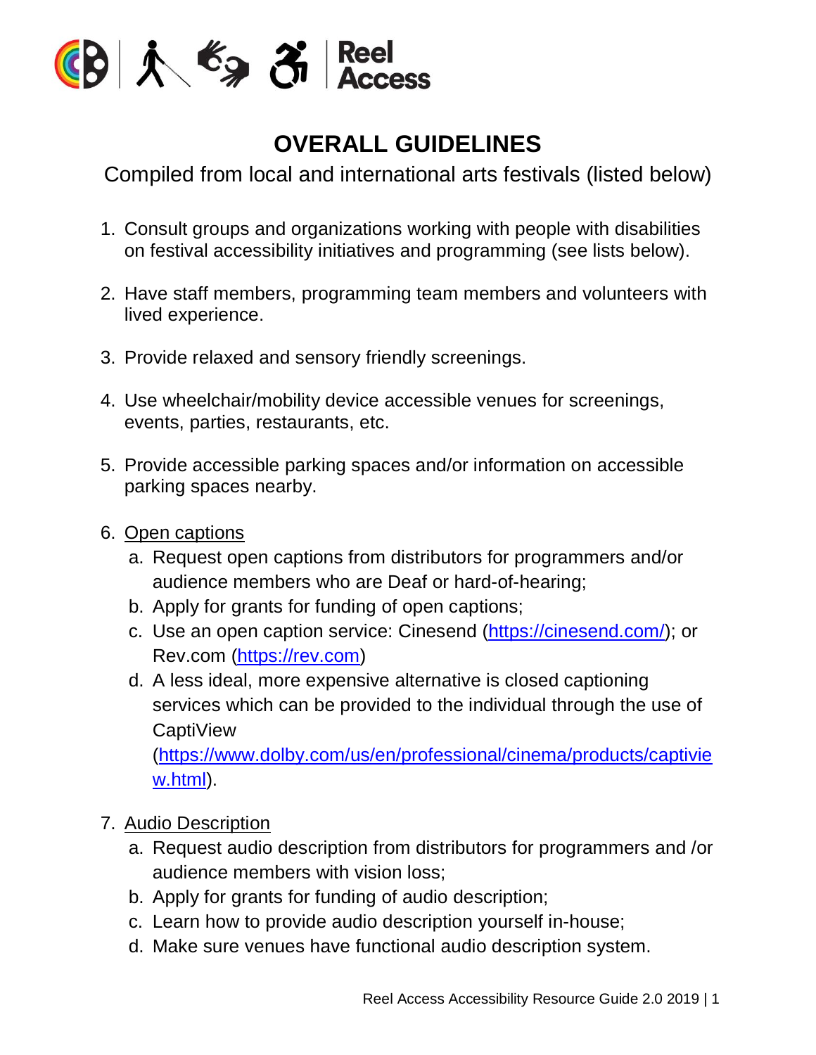# OVERALL GUIDELINES

Compiled from local and international arts festivals (listed below)

1. Consult groups and organizations working with people with disabilities on festival accessibility initiatives and programming (see lists below).

2. Have staff members, programming team members and volunteers with lived experience.

3. Provide relaxed and sensory friendly screenings.

4. Use wheelchair/mobility device accessible venues for screenings, events, parties, restaurants, etc.

5. Provide accessible parking spaces and/or information on accessible parking spaces nearby.

6. Open captions
   a. Request open captions from distributors for programmers and/or audience members who are Deaf or hard-of-hearing;
   b. Apply for grants for funding of open captions;
   c. Use an open caption service: Cinesend (https://cinesend.com/); or Rev.com (https://rev.com)
   d. A less ideal, more expensive alternative is closed captioning services which can be provided to the individual through the use of CaptiView (https://www.dolby.com/us/en/professional/cinema/products/captiview.html).

7. Audio Description
   a. Request audio description from distributors for programmers and /or audience members with vision loss;
   b. Apply for grants for funding of audio description;
   c. Learn how to provide audio description yourself in-house;
   d. Make sure venues have functional audio description system.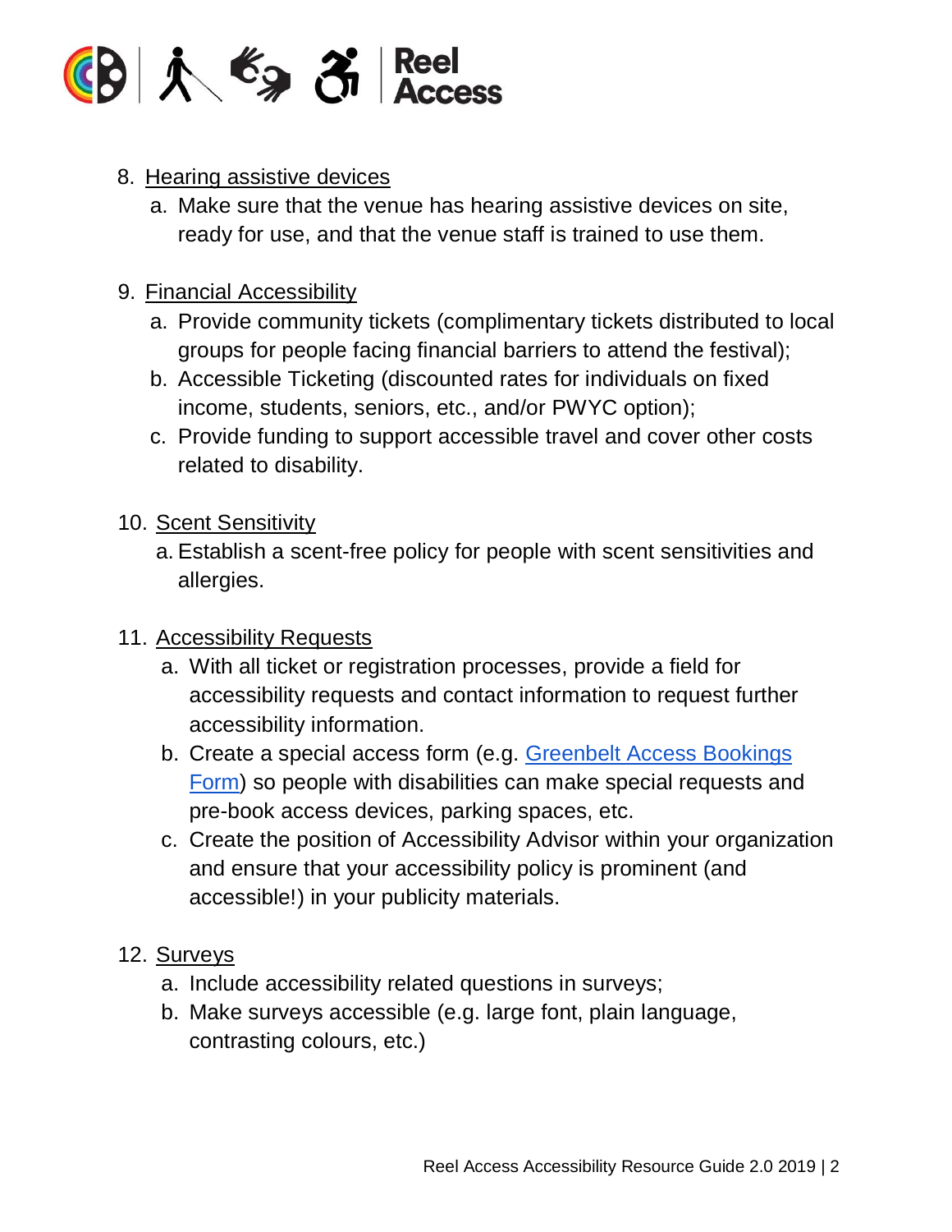8. Hearing assistive devices
   a. Make sure that the venue has hearing assistive devices on site, ready for use, and that the venue staff is trained to use them.

9. Financial Accessibility
   a. Provide community tickets (complimentary tickets distributed to local groups for people facing financial barriers to attend the festival);
   b. Accessible Ticketing (discounted rates for individuals on fixed income, students, seniors, etc., and/or PWYC option);
   c. Provide funding to support accessible travel and cover other costs related to disability.

10. Scent Sensitivity
    a. Establish a scent-free policy for people with scent sensitivities and allergies.

11. Accessibility Requests
    a. With all ticket or registration processes, provide a field for accessibility requests and contact information to request further accessibility information.
    b. Create a special access form (e.g. Greenbelt Access Bookings Form) so people with disabilities can make special requests and pre-book access devices, parking spaces, etc.
    c. Create the position of Accessibility Advisor within your organization and ensure that your accessibility policy is prominent (and accessible!) in your publicity materials.

12. Surveys
    a. Include accessibility related questions in surveys;
    b. Make surveys accessible (e.g. large font, plain language, contrasting colours, etc.)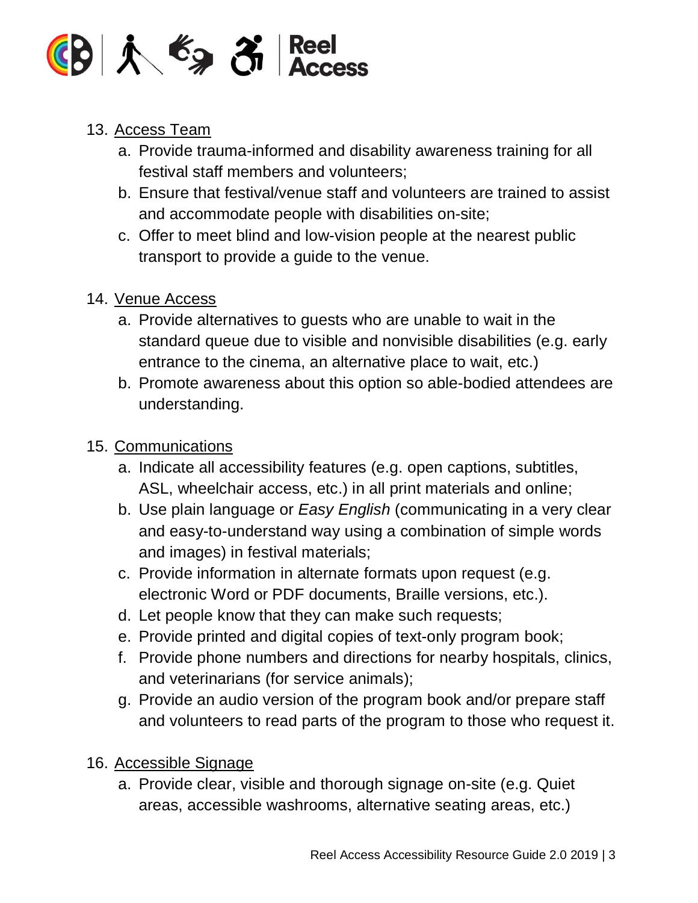13. Access Team
    a. Provide trauma-informed and disability awareness training for all festival staff members and volunteers;
    b. Ensure that festival/venue staff and volunteers are trained to assist and accommodate people with disabilities on-site;
    c. Offer to meet blind and low-vision people at the nearest public transport to provide a guide to the venue.

14. Venue Access
    a. Provide alternatives to guests who are unable to wait in the standard queue due to visible and nonvisible disabilities (e.g. early entrance to the cinema, an alternative place to wait, etc.)
    b. Promote awareness about this option so able-bodied attendees are understanding.

15. Communications
    a. Indicate all accessibility features (e.g. open captions, subtitles, ASL, wheelchair access, etc.) in all print materials and online;
    b. Use plain language or *Easy English* (communicating in a very clear and easy-to-understand way using a combination of simple words and images) in festival materials;
    c. Provide information in alternate formats upon request (e.g. electronic Word or PDF documents, Braille versions, etc.).
    d. Let people know that they can make such requests;
    e. Provide printed and digital copies of text-only program book;
    f. Provide phone numbers and directions for nearby hospitals, clinics, and veterinarians (for service animals);
    g. Provide an audio version of the program book and/or prepare staff and volunteers to read parts of the program to those who request it.

16. Accessible Signage
    a. Provide clear, visible and thorough signage on-site (e.g. Quiet areas, accessible washrooms, alternative seating areas, etc.)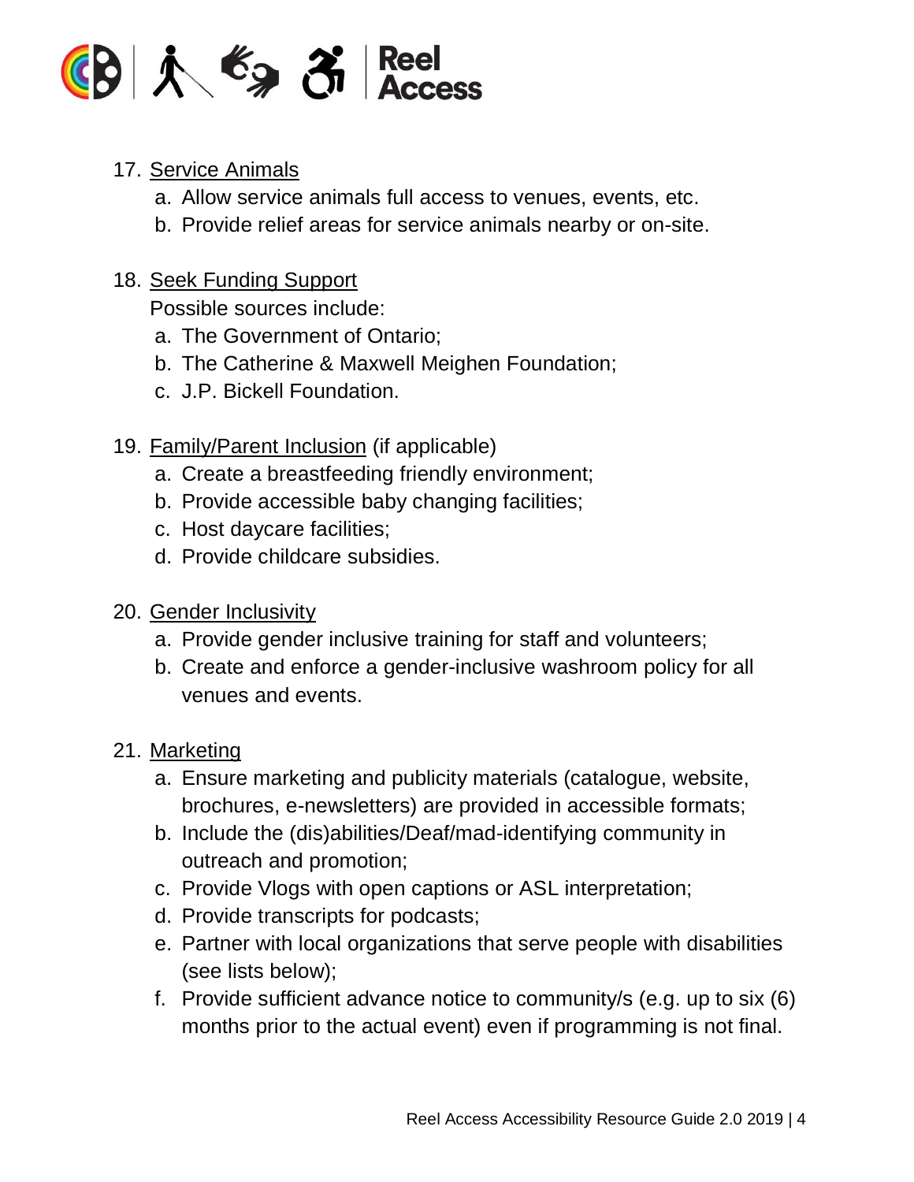17. Service Animals
    1. Allow service animals full access to venues, events, etc.
    2. Provide relief areas for service animals nearby or on-site.

18. Seek Funding Support

    Possible sources include:
    1. The Government of Ontario;
    2. The Catherine & Maxwell Meighen Foundation;
    3. J.P. Bickell Foundation.

19. Family/Parent Inclusion (if applicable)
    1. Create a breastfeeding friendly environment;
    2. Provide accessible baby changing facilities;
    3. Host daycare facilities;
    4. Provide childcare subsidies.

20. Gender Inclusivity
    1. Provide gender inclusive training for staff and volunteers;
    2. Create and enforce a gender-inclusive washroom policy for all venues and events.

21. Marketing
    1. Ensure marketing and publicity materials (catalogue, website, brochures, e-newsletters) are provided in accessible formats;
    2. Include the (dis)abilities/Deaf/mad-identifying community in outreach and promotion;
    3. Provide Vlogs with open captions or ASL interpretation;
    4. Provide transcripts for podcasts;
    5. Partner with local organizations that serve people with disabilities (see lists below);
    6. Provide sufficient advance notice to community/s (e.g. up to six (6) months prior to the actual event) even if programming is not final.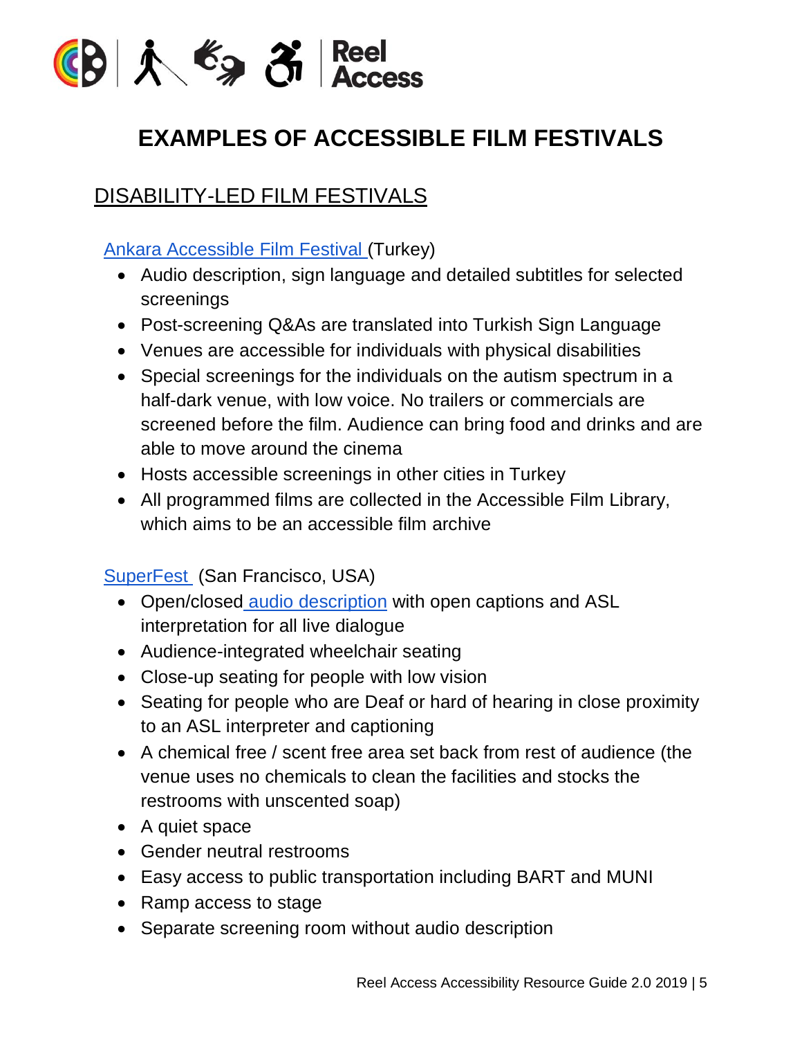# EXAMPLES OF ACCESSIBLE FILM FESTIVALS

## DISABILITY-LED FILM FESTIVALS

Ankara Accessible Film Festival (Turkey)

- Audio description, sign language and detailed subtitles for selected screenings
- Post-screening Q&As are translated into Turkish Sign Language
- Venues are accessible for individuals with physical disabilities
- Special screenings for the individuals on the autism spectrum in a half-dark venue, with low voice. No trailers or commercials are screened before the film. Audience can bring food and drinks and are able to move around the cinema
- Hosts accessible screenings in other cities in Turkey
- All programmed films are collected in the Accessible Film Library, which aims to be an accessible film archive

SuperFest (San Francisco, USA)

- Open/closed audio description with open captions and ASL interpretation for all live dialogue
- Audience-integrated wheelchair seating
- Close-up seating for people with low vision
- Seating for people who are Deaf or hard of hearing in close proximity to an ASL interpreter and captioning
- A chemical free / scent free area set back from rest of audience (the venue uses no chemicals to clean the facilities and stocks the restrooms with unscented soap)
- A quiet space
- Gender neutral restrooms
- Easy access to public transportation including BART and MUNI
- Ramp access to stage
- Separate screening room without audio description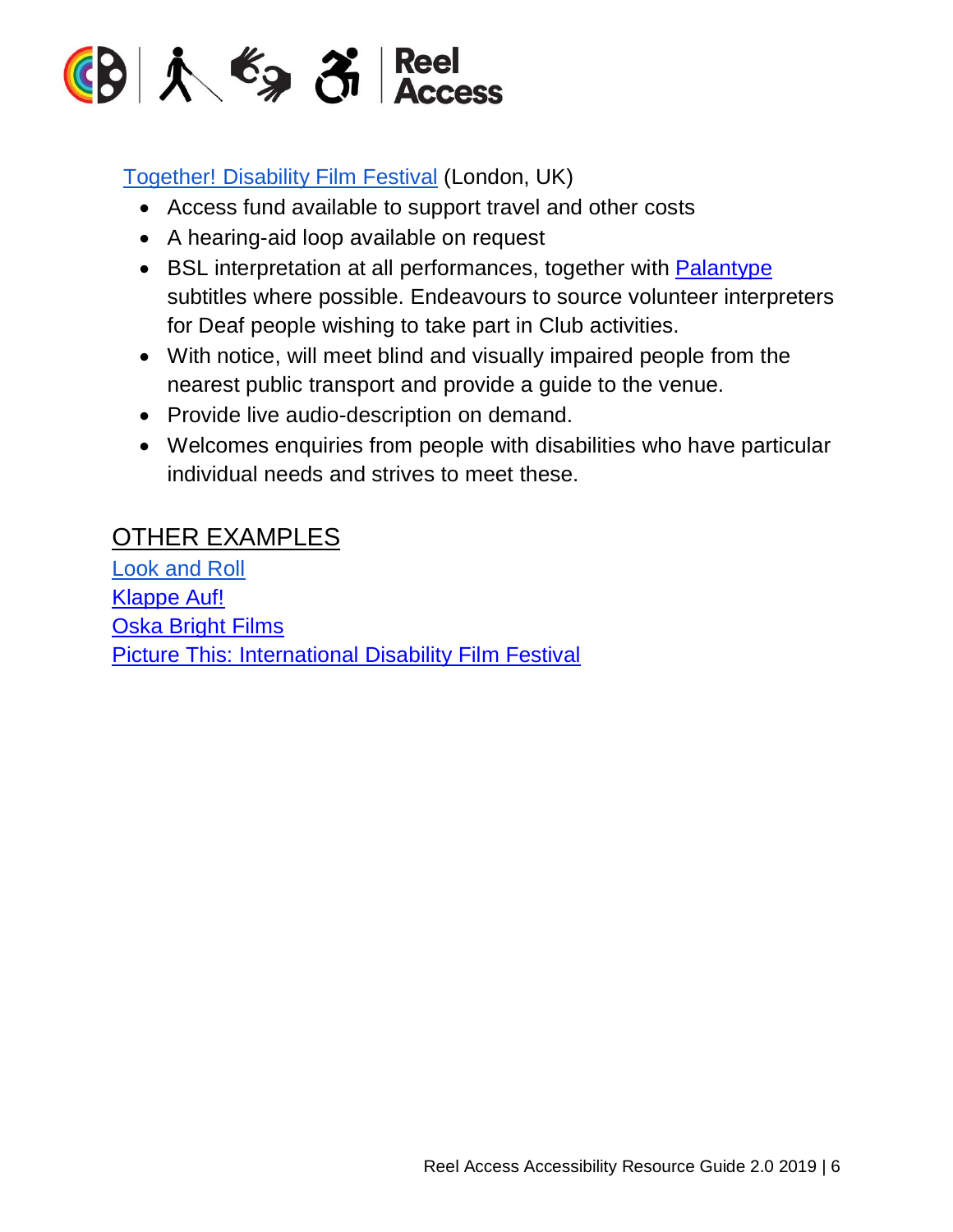Together! Disability Film Festival (London, UK)

- Access fund available to support travel and other costs
- A hearing-aid loop available on request
- BSL interpretation at all performances, together with Palantype subtitles where possible. Endeavours to source volunteer interpreters for Deaf people wishing to take part in Club activities.
- With notice, will meet blind and visually impaired people from the nearest public transport and provide a guide to the venue.
- Provide live audio-description on demand.
- Welcomes enquiries from people with disabilities who have particular individual needs and strives to meet these.

## OTHER EXAMPLES

Look and Roll
Klappe Auf!
Oska Bright Films
Picture This: International Disability Film Festival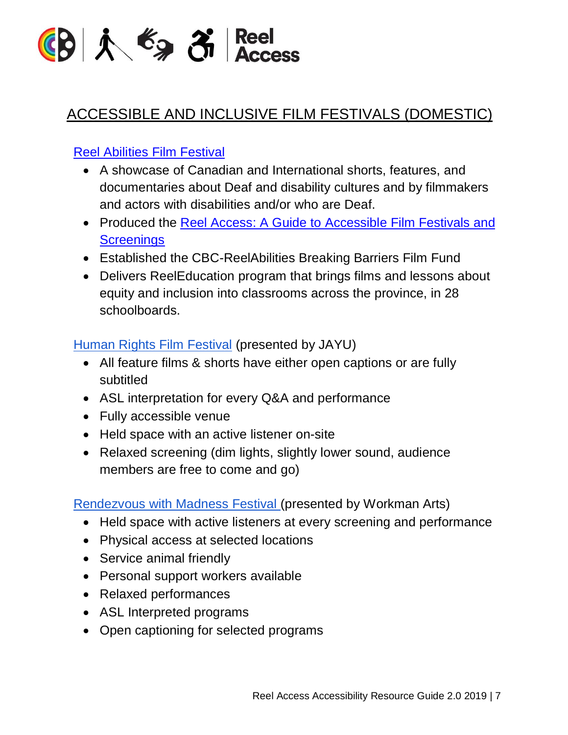# ACCESSIBLE AND INCLUSIVE FILM FESTIVALS (DOMESTIC)

Reel Abilities Film Festival

- A showcase of Canadian and International shorts, features, and documentaries about Deaf and disability cultures and by filmmakers and actors with disabilities and/or who are Deaf.
- Produced the Reel Access: A Guide to Accessible Film Festivals and Screenings
- Established the CBC-ReelAbilities Breaking Barriers Film Fund
- Delivers ReelEducation program that brings films and lessons about equity and inclusion into classrooms across the province, in 28 schoolboards.

Human Rights Film Festival (presented by JAYU)

- All feature films & shorts have either open captions or are fully subtitled
- ASL interpretation for every Q&A and performance
- Fully accessible venue
- Held space with an active listener on-site
- Relaxed screening (dim lights, slightly lower sound, audience members are free to come and go)

Rendezvous with Madness Festival (presented by Workman Arts)

- Held space with active listeners at every screening and performance
- Physical access at selected locations
- Service animal friendly
- Personal support workers available
- Relaxed performances
- ASL Interpreted programs
- Open captioning for selected programs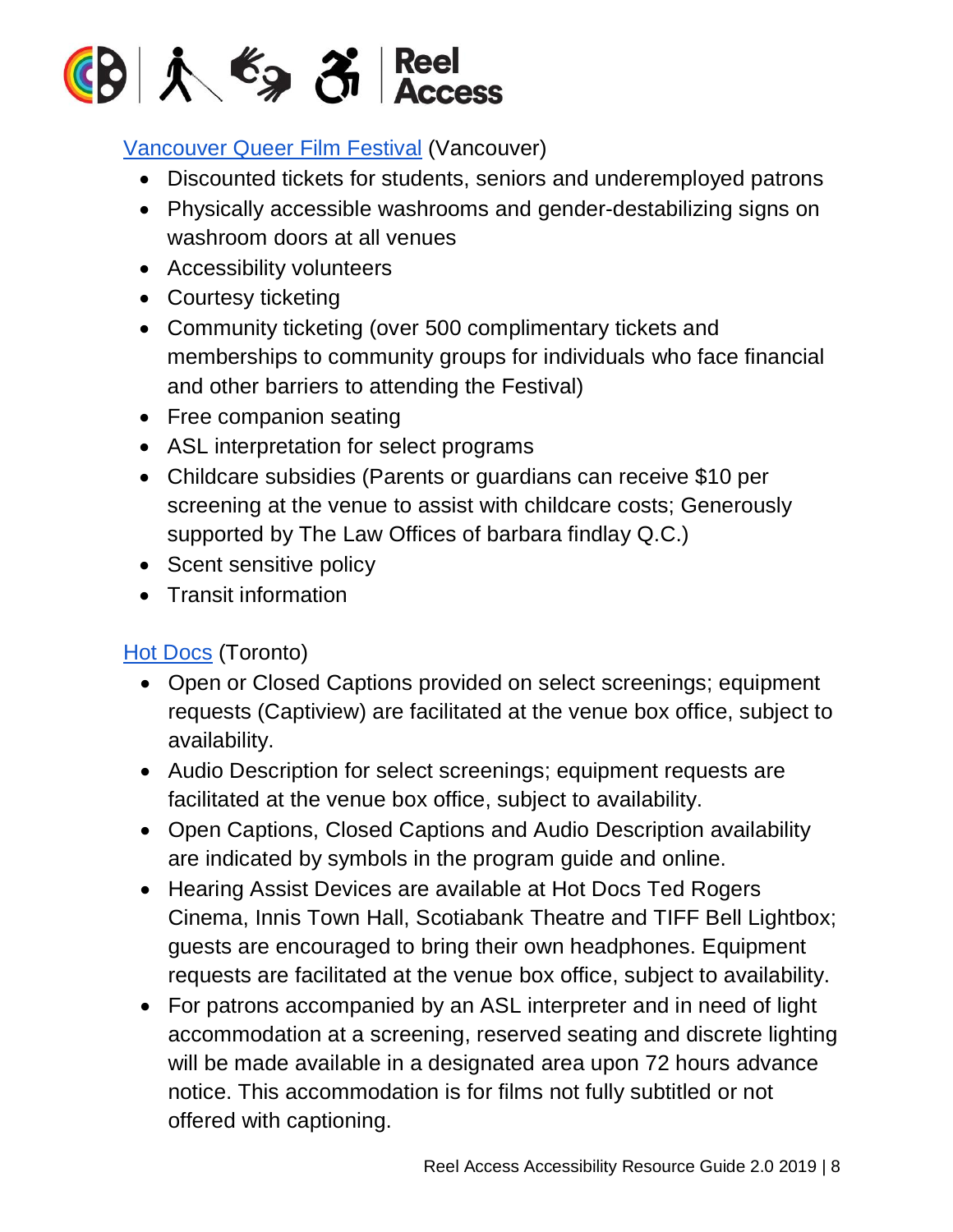[Vancouver Queer Film Festival] (Vancouver)

- Discounted tickets for students, seniors and underemployed patrons
- Physically accessible washrooms and gender-destabilizing signs on washroom doors at all venues
- Accessibility volunteers
- Courtesy ticketing
- Community ticketing (over 500 complimentary tickets and memberships to community groups for individuals who face financial and other barriers to attending the Festival)
- Free companion seating
- ASL interpretation for select programs
- Childcare subsidies (Parents or guardians can receive $10 per screening at the venue to assist with childcare costs; Generously supported by The Law Offices of barbara findlay Q.C.)
- Scent sensitive policy
- Transit information

[Hot Docs] (Toronto)

- Open or Closed Captions provided on select screenings; equipment requests (Captiview) are facilitated at the venue box office, subject to availability.
- Audio Description for select screenings; equipment requests are facilitated at the venue box office, subject to availability.
- Open Captions, Closed Captions and Audio Description availability are indicated by symbols in the program guide and online.
- Hearing Assist Devices are available at Hot Docs Ted Rogers Cinema, Innis Town Hall, Scotiabank Theatre and TIFF Bell Lightbox; guests are encouraged to bring their own headphones. Equipment requests are facilitated at the venue box office, subject to availability.
- For patrons accompanied by an ASL interpreter and in need of light accommodation at a screening, reserved seating and discrete lighting will be made available in a designated area upon 72 hours advance notice. This accommodation is for films not fully subtitled or not offered with captioning.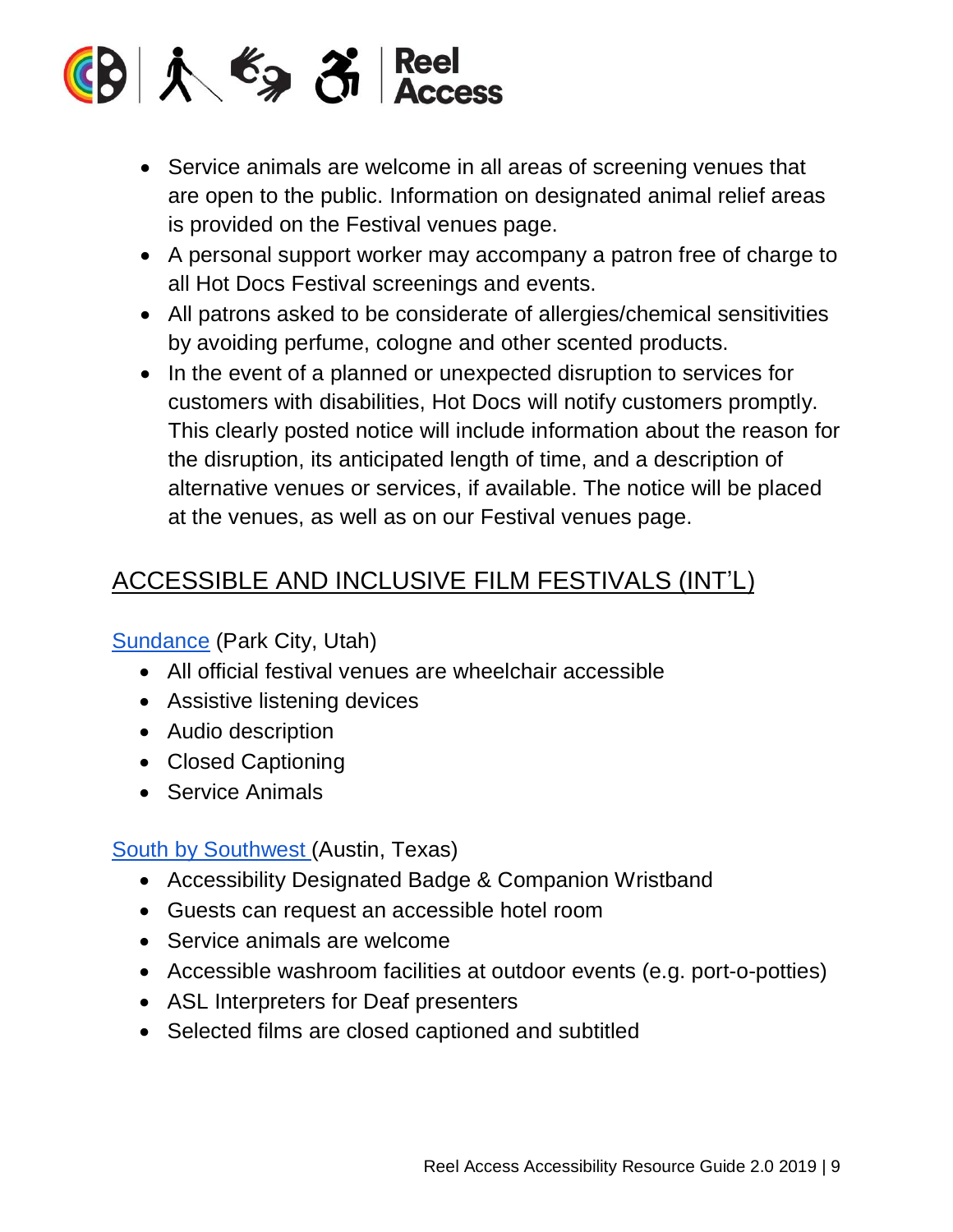- Service animals are welcome in all areas of screening venues that are open to the public. Information on designated animal relief areas is provided on the Festival venues page.
- A personal support worker may accompany a patron free of charge to all Hot Docs Festival screenings and events.
- All patrons asked to be considerate of allergies/chemical sensitivities by avoiding perfume, cologne and other scented products.
- In the event of a planned or unexpected disruption to services for customers with disabilities, Hot Docs will notify customers promptly. This clearly posted notice will include information about the reason for the disruption, its anticipated length of time, and a description of alternative venues or services, if available. The notice will be placed at the venues, as well as on our Festival venues page.

## ACCESSIBLE AND INCLUSIVE FILM FESTIVALS (INT'L)

Sundance (Park City, Utah)

- All official festival venues are wheelchair accessible
- Assistive listening devices
- Audio description
- Closed Captioning
- Service Animals

South by Southwest (Austin, Texas)

- Accessibility Designated Badge & Companion Wristband
- Guests can request an accessible hotel room
- Service animals are welcome
- Accessible washroom facilities at outdoor events (e.g. port-o-potties)
- ASL Interpreters for Deaf presenters
- Selected films are closed captioned and subtitled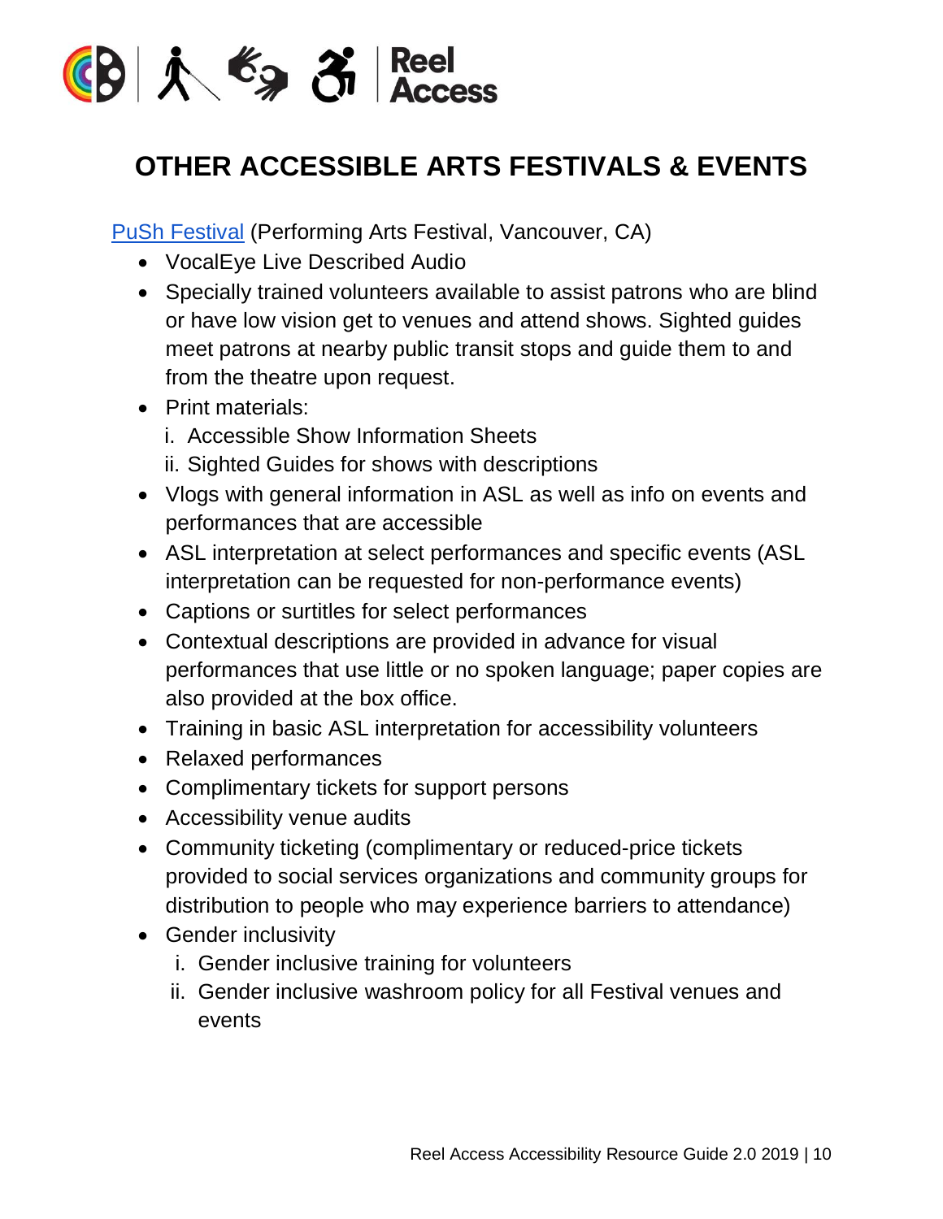# OTHER ACCESSIBLE ARTS FESTIVALS & EVENTS

PuSh Festival (Performing Arts Festival, Vancouver, CA)

- VocalEye Live Described Audio
- Specially trained volunteers available to assist patrons who are blind or have low vision get to venues and attend shows. Sighted guides meet patrons at nearby public transit stops and guide them to and from the theatre upon request.
- Print materials:
  i. Accessible Show Information Sheets
  ii. Sighted Guides for shows with descriptions
- Vlogs with general information in ASL as well as info on events and performances that are accessible
- ASL interpretation at select performances and specific events (ASL interpretation can be requested for non-performance events)
- Captions or surtitles for select performances
- Contextual descriptions are provided in advance for visual performances that use little or no spoken language; paper copies are also provided at the box office.
- Training in basic ASL interpretation for accessibility volunteers
- Relaxed performances
- Complimentary tickets for support persons
- Accessibility venue audits
- Community ticketing (complimentary or reduced-price tickets provided to social services organizations and community groups for distribution to people who may experience barriers to attendance)
- Gender inclusivity
  i. Gender inclusive training for volunteers
  ii. Gender inclusive washroom policy for all Festival venues and events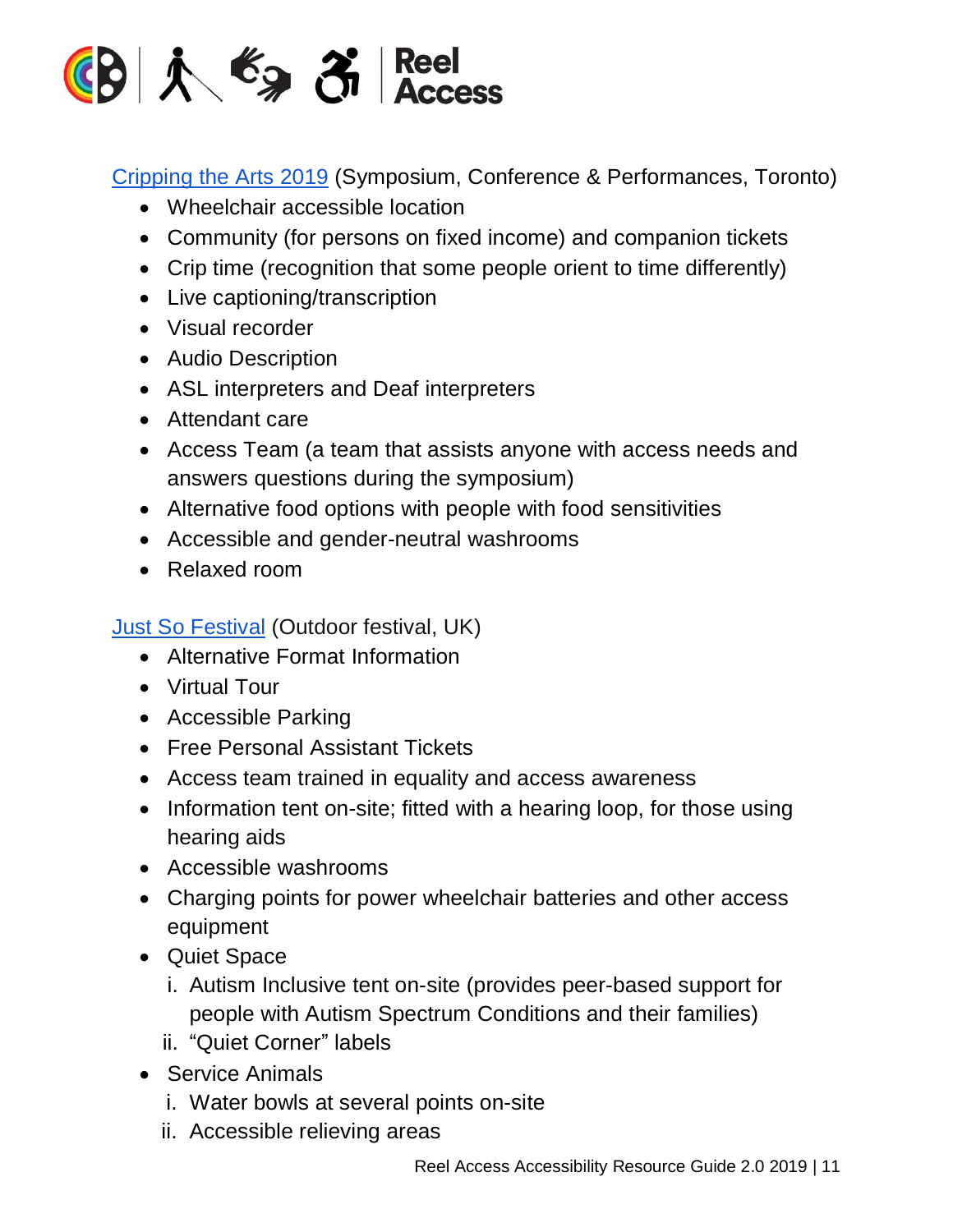[Cripping the Arts 2019](#) (Symposium, Conference & Performances, Toronto)

- Wheelchair accessible location
- Community (for persons on fixed income) and companion tickets
- Crip time (recognition that some people orient to time differently)
- Live captioning/transcription
- Visual recorder
- Audio Description
- ASL interpreters and Deaf interpreters
- Attendant care
- Access Team (a team that assists anyone with access needs and answers questions during the symposium)
- Alternative food options with people with food sensitivities
- Accessible and gender-neutral washrooms
- Relaxed room

[Just So Festival](#) (Outdoor festival, UK)

- Alternative Format Information
- Virtual Tour
- Accessible Parking
- Free Personal Assistant Tickets
- Access team trained in equality and access awareness
- Information tent on-site; fitted with a hearing loop, for those using hearing aids
- Accessible washrooms
- Charging points for power wheelchair batteries and other access equipment
- Quiet Space
  1. Autism Inclusive tent on-site (provides peer-based support for people with Autism Spectrum Conditions and their families)
  2. "Quiet Corner" labels
- Service Animals
  1. Water bowls at several points on-site
  2. Accessible relieving areas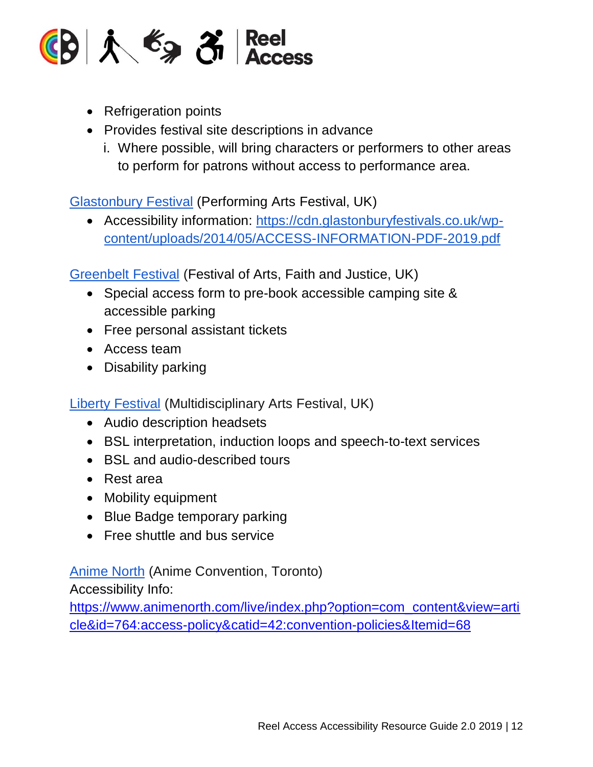- Refrigeration points
- Provides festival site descriptions in advance
  i. Where possible, will bring characters or performers to other areas to perform for patrons without access to performance area.

[Glastonbury Festival](#) (Performing Arts Festival, UK)

- Accessibility information: [https://cdn.glastonburyfestivals.co.uk/wp-content/uploads/2014/05/ACCESS-INFORMATION-PDF-2019.pdf](https://cdn.glastonburyfestivals.co.uk/wp-content/uploads/2014/05/ACCESS-INFORMATION-PDF-2019.pdf)

[Greenbelt Festival](#) (Festival of Arts, Faith and Justice, UK)

- Special access form to pre-book accessible camping site & accessible parking
- Free personal assistant tickets
- Access team
- Disability parking

[Liberty Festival](#) (Multidisciplinary Arts Festival, UK)

- Audio description headsets
- BSL interpretation, induction loops and speech-to-text services
- BSL and audio-described tours
- Rest area
- Mobility equipment
- Blue Badge temporary parking
- Free shuttle and bus service

[Anime North](#) (Anime Convention, Toronto)
Accessibility Info:
[https://www.animenorth.com/live/index.php?option=com_content&view=article&id=764:access-policy&catid=42:convention-policies&Itemid=68](https://www.animenorth.com/live/index.php?option=com_content&view=article&id=764:access-policy&catid=42:convention-policies&Itemid=68)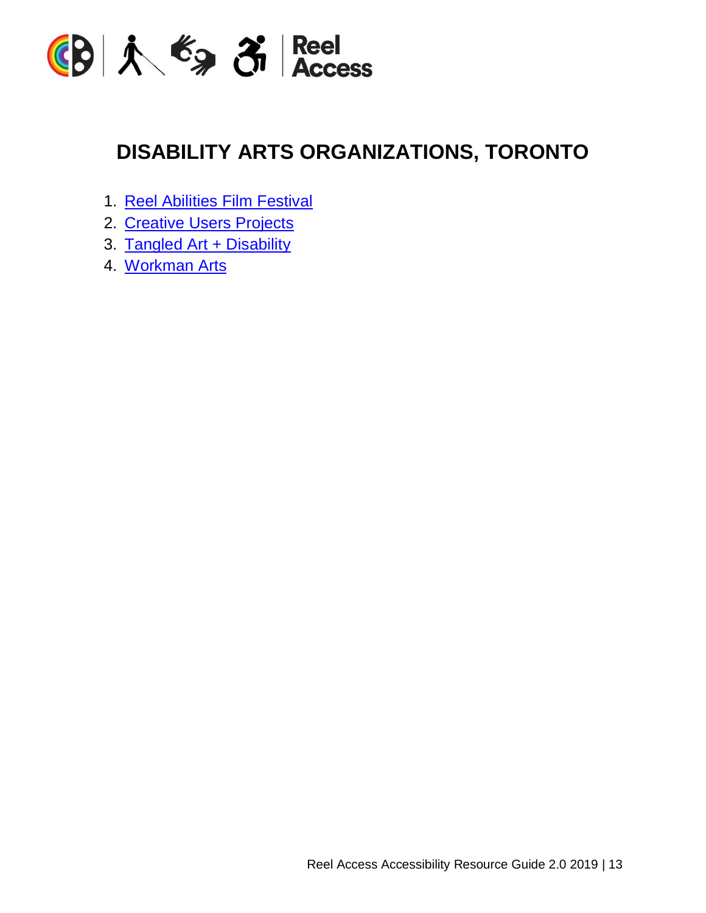# DISABILITY ARTS ORGANIZATIONS, TORONTO

1. Reel Abilities Film Festival
2. Creative Users Projects
3. Tangled Art + Disability
4. Workman Arts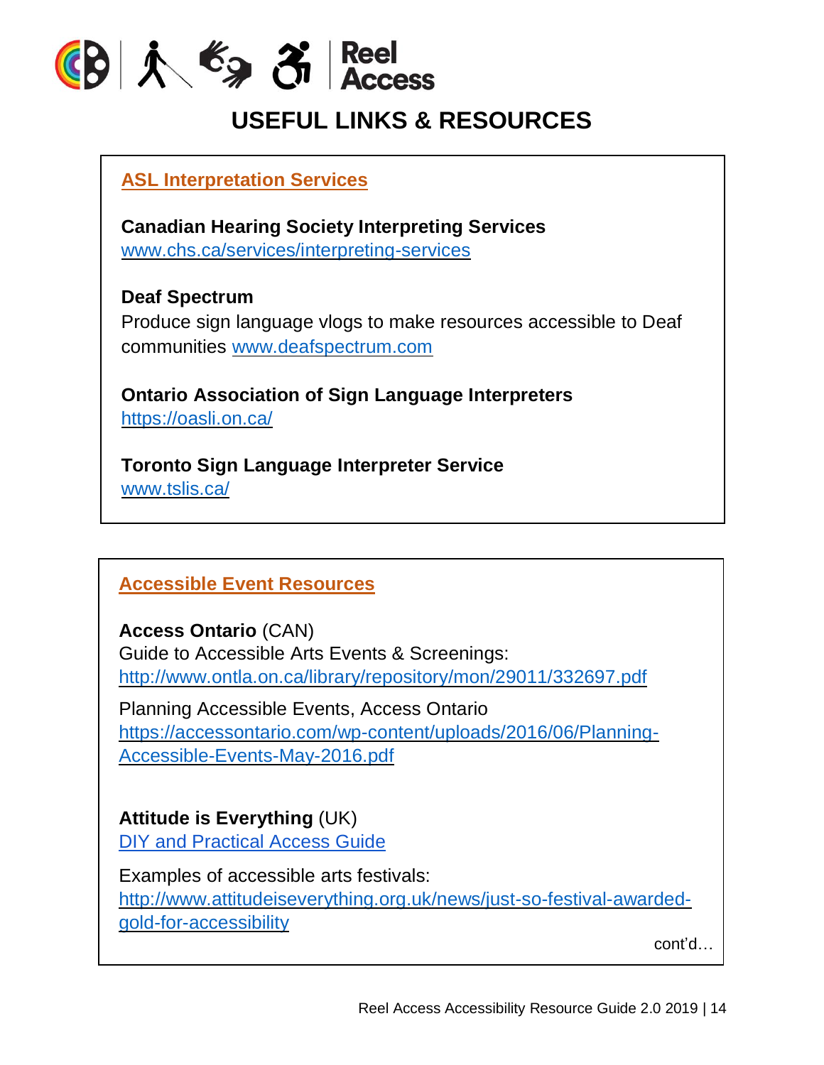# USEFUL LINKS & RESOURCES

## ASL Interpretation Services

**Canadian Hearing Society Interpreting Services**
www.chs.ca/services/interpreting-services

**Deaf Spectrum**
Produce sign language vlogs to make resources accessible to Deaf communities www.deafspectrum.com

**Ontario Association of Sign Language Interpreters**
https://oasli.on.ca/

**Toronto Sign Language Interpreter Service**
www.tslis.ca/

## Accessible Event Resources

**Access Ontario** (CAN)
Guide to Accessible Arts Events & Screenings:
http://www.ontla.on.ca/library/repository/mon/29011/332697.pdf

Planning Accessible Events, Access Ontario
https://accessontario.com/wp-content/uploads/2016/06/Planning-Accessible-Events-May-2016.pdf

**Attitude is Everything** (UK)
DIY and Practical Access Guide

Examples of accessible arts festivals:
http://www.attitudeiseverything.org.uk/news/just-so-festival-awarded-gold-for-accessibility

cont'd…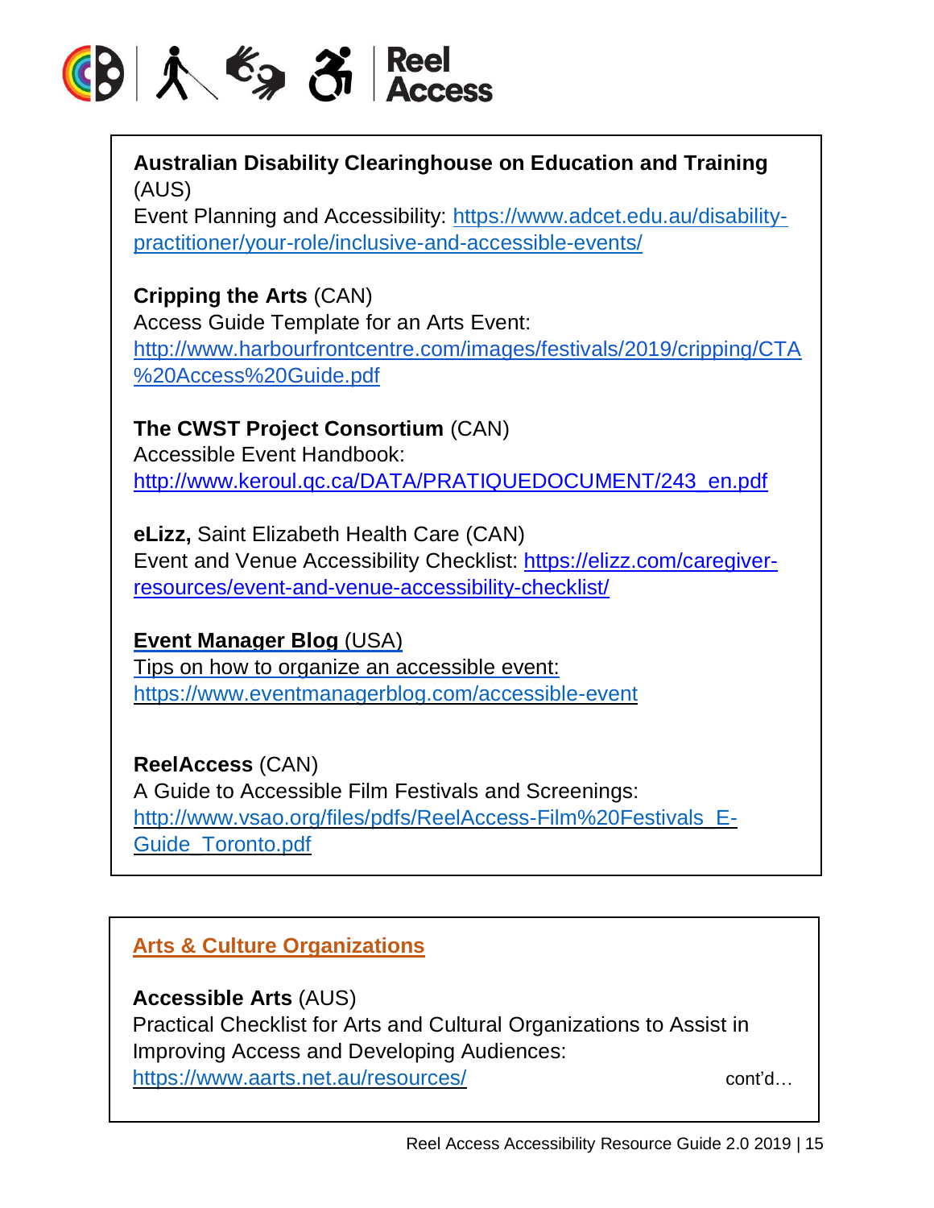**Australian Disability Clearinghouse on Education and Training** (AUS)
Event Planning and Accessibility: https://www.adcet.edu.au/disability-practitioner/your-role/inclusive-and-accessible-events/

**Cripping the Arts** (CAN)
Access Guide Template for an Arts Event: http://www.harbourfrontcentre.com/images/festivals/2019/cripping/CTA%20Access%20Guide.pdf

**The CWST Project Consortium** (CAN)
Accessible Event Handbook: http://www.keroul.qc.ca/DATA/PRATIQUEDOCUMENT/243_en.pdf

**eLizz,** Saint Elizabeth Health Care (CAN)
Event and Venue Accessibility Checklist: https://elizz.com/caregiver-resources/event-and-venue-accessibility-checklist/

**Event Manager Blog** (USA)
Tips on how to organize an accessible event: https://www.eventmanagerblog.com/accessible-event

**ReelAccess** (CAN)
A Guide to Accessible Film Festivals and Screenings: http://www.vsao.org/files/pdfs/ReelAccess-Film%20Festivals_E-Guide_Toronto.pdf

## Arts & Culture Organizations

**Accessible Arts** (AUS)
Practical Checklist for Arts and Cultural Organizations to Assist in Improving Access and Developing Audiences: https://www.aarts.net.au/resources/

cont'd…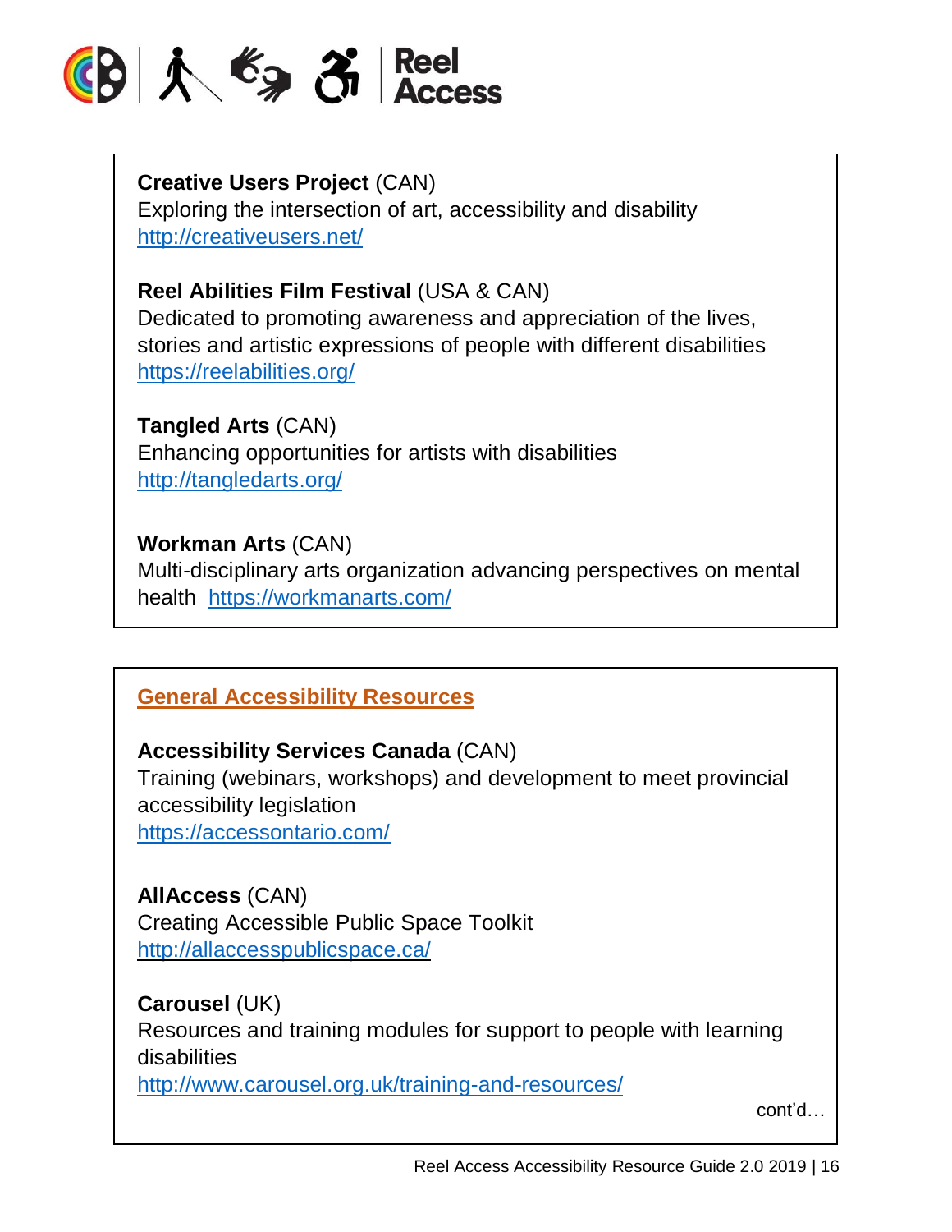**Creative Users Project** (CAN)
Exploring the intersection of art, accessibility and disability
http://creativeusers.net/

**Reel Abilities Film Festival** (USA & CAN)
Dedicated to promoting awareness and appreciation of the lives, stories and artistic expressions of people with different disabilities
https://reelabilities.org/

**Tangled Arts** (CAN)
Enhancing opportunities for artists with disabilities
http://tangledarts.org/

**Workman Arts** (CAN)
Multi-disciplinary arts organization advancing perspectives on mental health https://workmanarts.com/

## General Accessibility Resources

**Accessibility Services Canada** (CAN)
Training (webinars, workshops) and development to meet provincial accessibility legislation
https://accessontario.com/

**AllAccess** (CAN)
Creating Accessible Public Space Toolkit
http://allaccesspublicspace.ca/

**Carousel** (UK)
Resources and training modules for support to people with learning disabilities
http://www.carousel.org.uk/training-and-resources/

cont'd…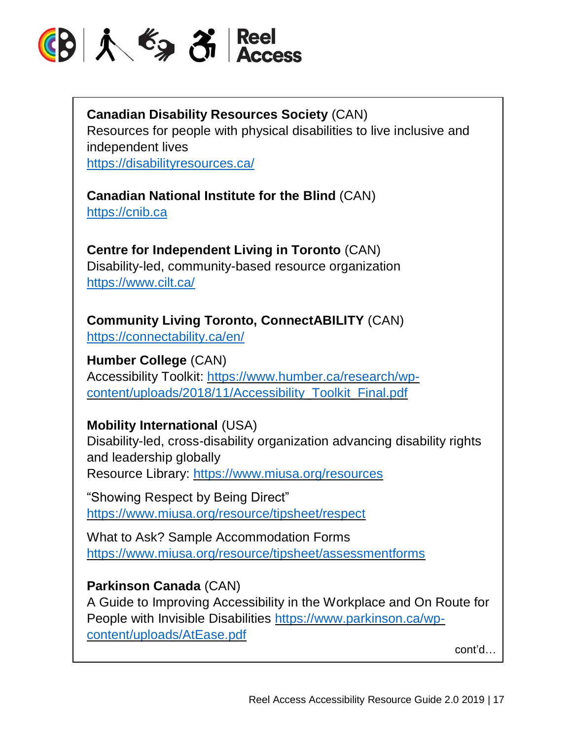**Canadian Disability Resources Society** (CAN)
Resources for people with physical disabilities to live inclusive and independent lives
https://disabilityresources.ca/

**Canadian National Institute for the Blind** (CAN)
https://cnib.ca

**Centre for Independent Living in Toronto** (CAN)
Disability-led, community-based resource organization
https://www.cilt.ca/

**Community Living Toronto, ConnectABILITY** (CAN)
https://connectability.ca/en/

**Humber College** (CAN)
Accessibility Toolkit: https://www.humber.ca/research/wp-content/uploads/2018/11/Accessibility_Toolkit_Final.pdf

**Mobility International** (USA)
Disability-led, cross-disability organization advancing disability rights and leadership globally
Resource Library: https://www.miusa.org/resources

"Showing Respect by Being Direct"
https://www.miusa.org/resource/tipsheet/respect

What to Ask? Sample Accommodation Forms
https://www.miusa.org/resource/tipsheet/assessmentforms

**Parkinson Canada** (CAN)
A Guide to Improving Accessibility in the Workplace and On Route for People with Invisible Disabilities https://www.parkinson.ca/wp-content/uploads/AtEase.pdf

cont'd…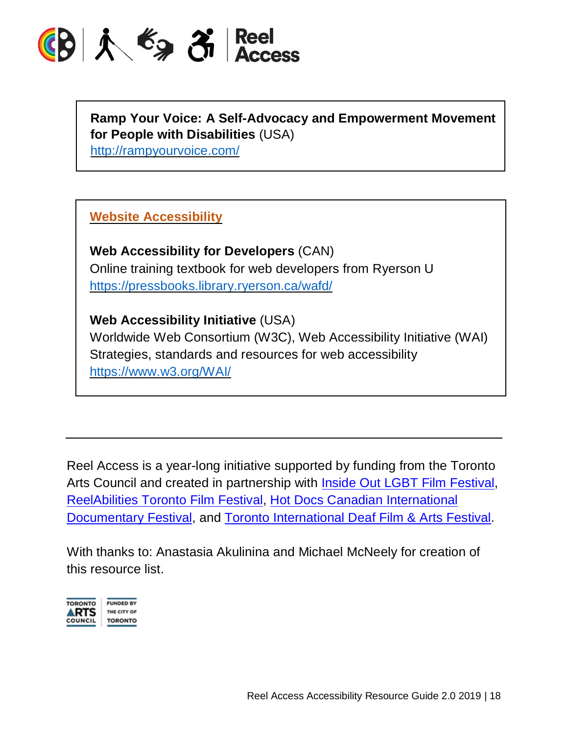**Ramp Your Voice: A Self-Advocacy and Empowerment Movement for People with Disabilities** (USA)
http://rampyourvoice.com/

## Website Accessibility

**Web Accessibility for Developers** (CAN)
Online training textbook for web developers from Ryerson U
https://pressbooks.library.ryerson.ca/wafd/

**Web Accessibility Initiative** (USA)
Worldwide Web Consortium (W3C), Web Accessibility Initiative (WAI)
Strategies, standards and resources for web accessibility
https://www.w3.org/WAI/

---

Reel Access is a year-long initiative supported by funding from the Toronto Arts Council and created in partnership with Inside Out LGBT Film Festival, ReelAbilities Toronto Film Festival, Hot Docs Canadian International Documentary Festival, and Toronto International Deaf Film & Arts Festival.

With thanks to: Anastasia Akulinina and Michael McNeely for creation of this resource list.

TORONTO ARTS COUNCIL | FUNDED BY THE CITY OF TORONTO